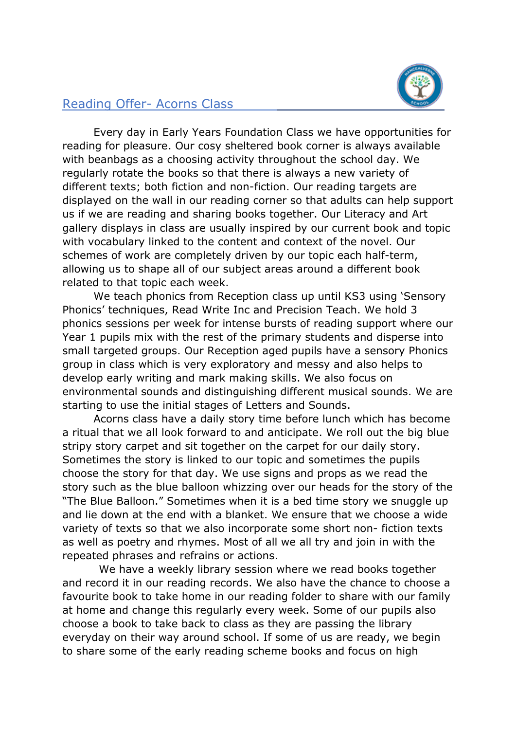## Reading Offer- Acorns Class

Every day in Early Years Foundation Class we have opportunities for reading for pleasure. Our cosy sheltered book corner is always available with beanbags as a choosing activity throughout the school day. We regularly rotate the books so that there is always a new variety of different texts; both fiction and non-fiction. Our reading targets are displayed on the wall in our reading corner so that adults can help support us if we are reading and sharing books together. Our Literacy and Art gallery displays in class are usually inspired by our current book and topic with vocabulary linked to the content and context of the novel. Our schemes of work are completely driven by our topic each half-term, allowing us to shape all of our subject areas around a different book related to that topic each week.

We teach phonics from Reception class up until KS3 using 'Sensory Phonics' techniques, Read Write Inc and Precision Teach. We hold 3 phonics sessions per week for intense bursts of reading support where our Year 1 pupils mix with the rest of the primary students and disperse into small targeted groups. Our Reception aged pupils have a sensory Phonics group in class which is very exploratory and messy and also helps to develop early writing and mark making skills. We also focus on environmental sounds and distinguishing different musical sounds. We are starting to use the initial stages of Letters and Sounds.

Acorns class have a daily story time before lunch which has become a ritual that we all look forward to and anticipate. We roll out the big blue stripy story carpet and sit together on the carpet for our daily story. Sometimes the story is linked to our topic and sometimes the pupils choose the story for that day. We use signs and props as we read the story such as the blue balloon whizzing over our heads for the story of the "The Blue Balloon." Sometimes when it is a bed time story we snuggle up and lie down at the end with a blanket. We ensure that we choose a wide variety of texts so that we also incorporate some short non- fiction texts as well as poetry and rhymes. Most of all we all try and join in with the repeated phrases and refrains or actions.

We have a weekly library session where we read books together and record it in our reading records. We also have the chance to choose a favourite book to take home in our reading folder to share with our family at home and change this regularly every week. Some of our pupils also choose a book to take back to class as they are passing the library everyday on their way around school. If some of us are ready, we begin to share some of the early reading scheme books and focus on high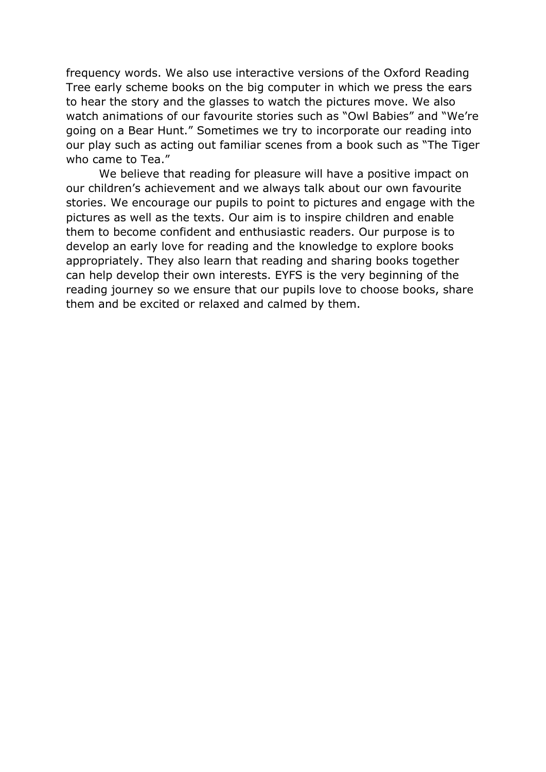frequency words. We also use interactive versions of the Oxford Reading Tree early scheme books on the big computer in which we press the ears to hear the story and the glasses to watch the pictures move. We also watch animations of our favourite stories such as "Owl Babies" and "We're going on a Bear Hunt." Sometimes we try to incorporate our reading into our play such as acting out familiar scenes from a book such as "The Tiger who came to Tea."

We believe that reading for pleasure will have a positive impact on our children's achievement and we always talk about our own favourite stories. We encourage our pupils to point to pictures and engage with the pictures as well as the texts. Our aim is to inspire children and enable them to become confident and enthusiastic readers. Our purpose is to develop an early love for reading and the knowledge to explore books appropriately. They also learn that reading and sharing books together can help develop their own interests. EYFS is the very beginning of the reading journey so we ensure that our pupils love to choose books, share them and be excited or relaxed and calmed by them.